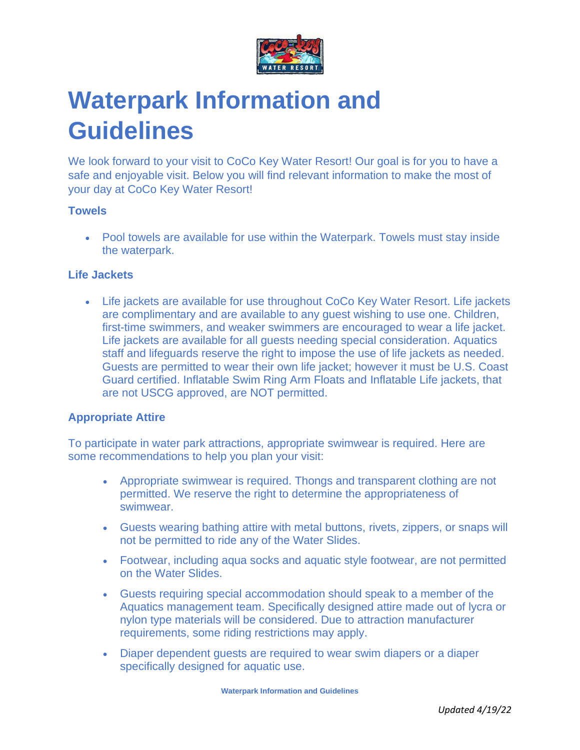# Waterpark Information and Guidelines

We look forward to your visit to CoCo Key Water Resort! Our goal is for you to have a safe and enjoyable visit. Below you will find relevant information to make the most of your day at CoCo Key Water Resort!

### Towels

- Pool towels are available for use within the Waterpark. Towels must stay inside the waterpark.

### Life Jackets

- Life jackets are available for use throughout CoCo Key Water Resort. Life jackets are complimentary and are available to any guest wishing to use one. Children, first-time swimmers, and weaker swimmers are encouraged to wear a life jacket. Life jackets are available for all guests needing special consideration. Aquatics staff and lifeguards reserve the right to impose the use of life jackets as needed. Guests are permitted to wear their own life jacket; however it must be U.S. Coast Guard certified. Inflatable Swim Ring Arm Floats and Inflatable Life jackets, that are not USCG approved, are NOT permitted.

### Appropriate Attire

To participate in water park attractions, appropriate swimwear is required. Here are some recommendations to help you plan your visit:

- Appropriate swimwear is required. Thongs and transparent clothing are not permitted. We reserve the right to determine the appropriateness of swimwear.
- Guests wearing bathing attire with metal buttons, rivets, zippers, or snaps will not be permitted to ride any of the Water Slides.
- Footwear, including aqua socks and aquatic style footwear, are not permitted on the Water Slides.
- Guests requiring special accommodation should speak to a member of the Aquatics management team. Specifically designed attire made out of lycra or nylon type materials will be considered. Due to attraction manufacturer requirements, some riding restrictions may apply.
- Diaper dependent guests are required to wear swim diapers or a diaper specifically designed for aquatic use.

*Updated 4/19/22*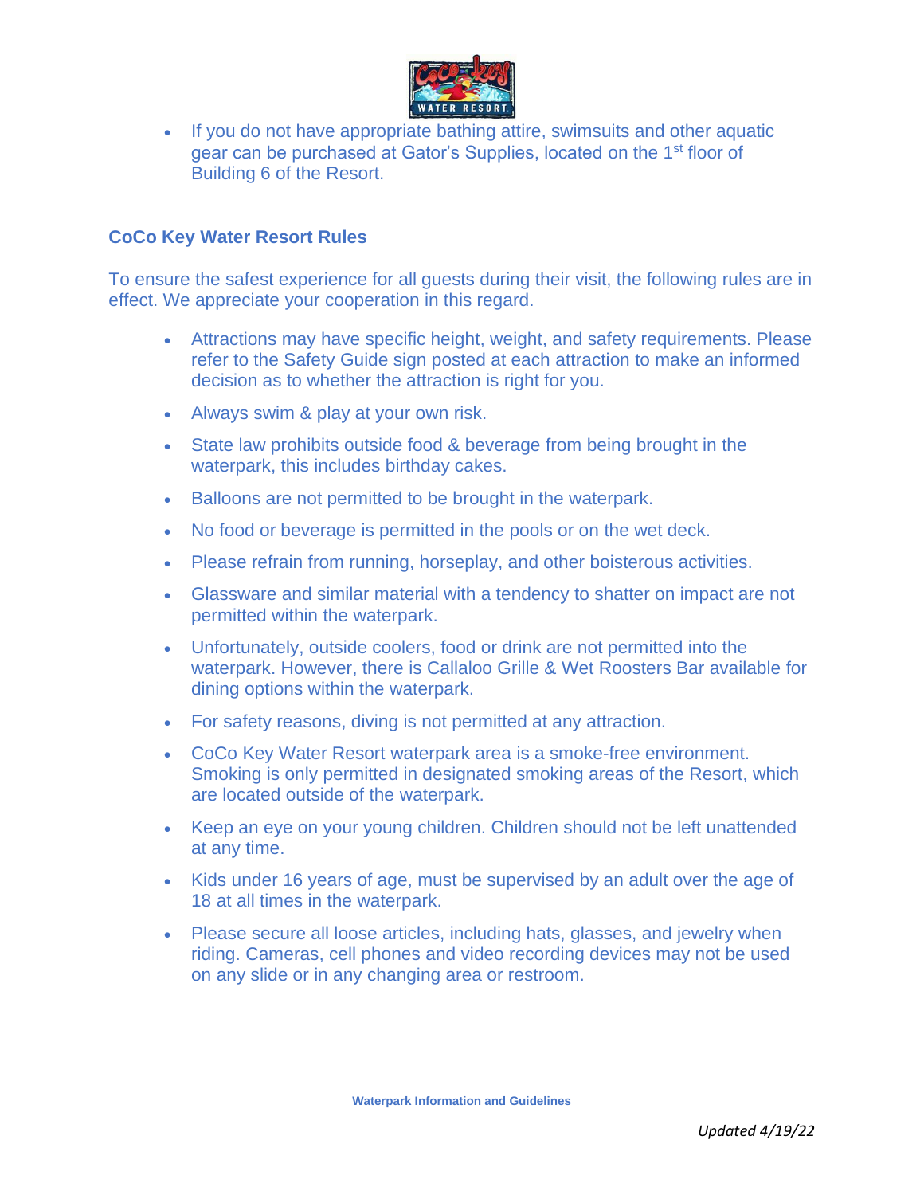- If you do not have appropriate bathing attire, swimsuits and other aquatic gear can be purchased at Gator's Supplies, located on the 1st floor of Building 6 of the Resort.

## CoCo Key Water Resort Rules

To ensure the safest experience for all guests during their visit, the following rules are in effect. We appreciate your cooperation in this regard.

- Attractions may have specific height, weight, and safety requirements. Please refer to the Safety Guide sign posted at each attraction to make an informed decision as to whether the attraction is right for you.
- Always swim & play at your own risk.
- State law prohibits outside food & beverage from being brought in the waterpark, this includes birthday cakes.
- Balloons are not permitted to be brought in the waterpark.
- No food or beverage is permitted in the pools or on the wet deck.
- Please refrain from running, horseplay, and other boisterous activities.
- Glassware and similar material with a tendency to shatter on impact are not permitted within the waterpark.
- Unfortunately, outside coolers, food or drink are not permitted into the waterpark. However, there is Callaloo Grille & Wet Roosters Bar available for dining options within the waterpark.
- For safety reasons, diving is not permitted at any attraction.
- CoCo Key Water Resort waterpark area is a smoke-free environment. Smoking is only permitted in designated smoking areas of the Resort, which are located outside of the waterpark.
- Keep an eye on your young children. Children should not be left unattended at any time.
- Kids under 16 years of age, must be supervised by an adult over the age of 18 at all times in the waterpark.
- Please secure all loose articles, including hats, glasses, and jewelry when riding. Cameras, cell phones and video recording devices may not be used on any slide or in any changing area or restroom.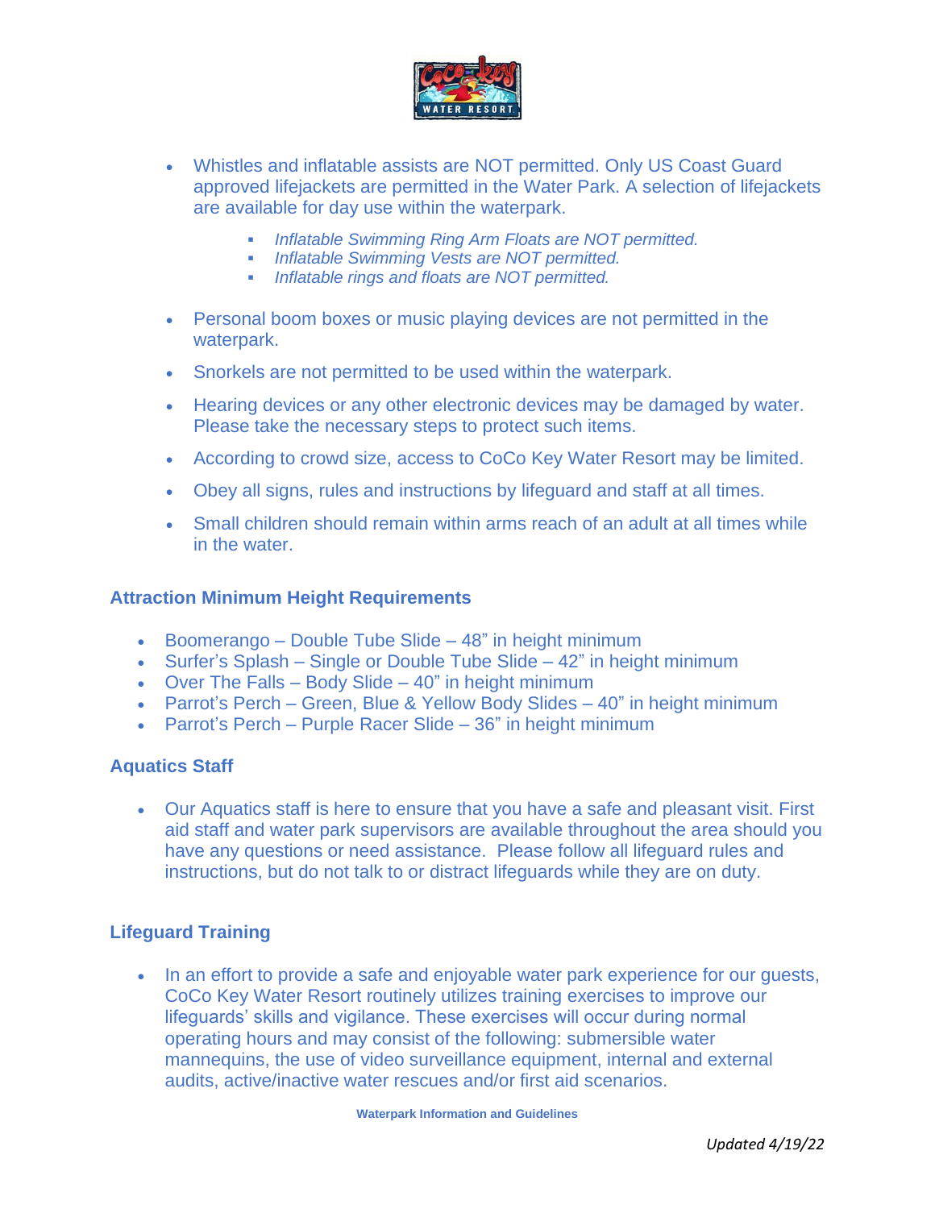- Whistles and inflatable assists are NOT permitted. Only US Coast Guard approved lifejackets are permitted in the Water Park. A selection of lifejackets are available for day use within the waterpark.
    - *Inflatable Swimming Ring Arm Floats are NOT permitted.*
    - *Inflatable Swimming Vests are NOT permitted.*
    - *Inflatable rings and floats are NOT permitted.*
- Personal boom boxes or music playing devices are not permitted in the waterpark.
- Snorkels are not permitted to be used within the waterpark.
- Hearing devices or any other electronic devices may be damaged by water. Please take the necessary steps to protect such items.
- According to crowd size, access to CoCo Key Water Resort may be limited.
- Obey all signs, rules and instructions by lifeguard and staff at all times.
- Small children should remain within arms reach of an adult at all times while in the water.

## Attraction Minimum Height Requirements

- Boomerango – Double Tube Slide – 48" in height minimum
- Surfer's Splash – Single or Double Tube Slide – 42" in height minimum
- Over The Falls – Body Slide – 40" in height minimum
- Parrot's Perch – Green, Blue & Yellow Body Slides – 40" in height minimum
- Parrot's Perch – Purple Racer Slide – 36" in height minimum

## Aquatics Staff

- Our Aquatics staff is here to ensure that you have a safe and pleasant visit. First aid staff and water park supervisors are available throughout the area should you have any questions or need assistance. Please follow all lifeguard rules and instructions, but do not talk to or distract lifeguards while they are on duty.

## Lifeguard Training

- In an effort to provide a safe and enjoyable water park experience for our guests, CoCo Key Water Resort routinely utilizes training exercises to improve our lifeguards' skills and vigilance. These exercises will occur during normal operating hours and may consist of the following: submersible water mannequins, the use of video surveillance equipment, internal and external audits, active/inactive water rescues and/or first aid scenarios.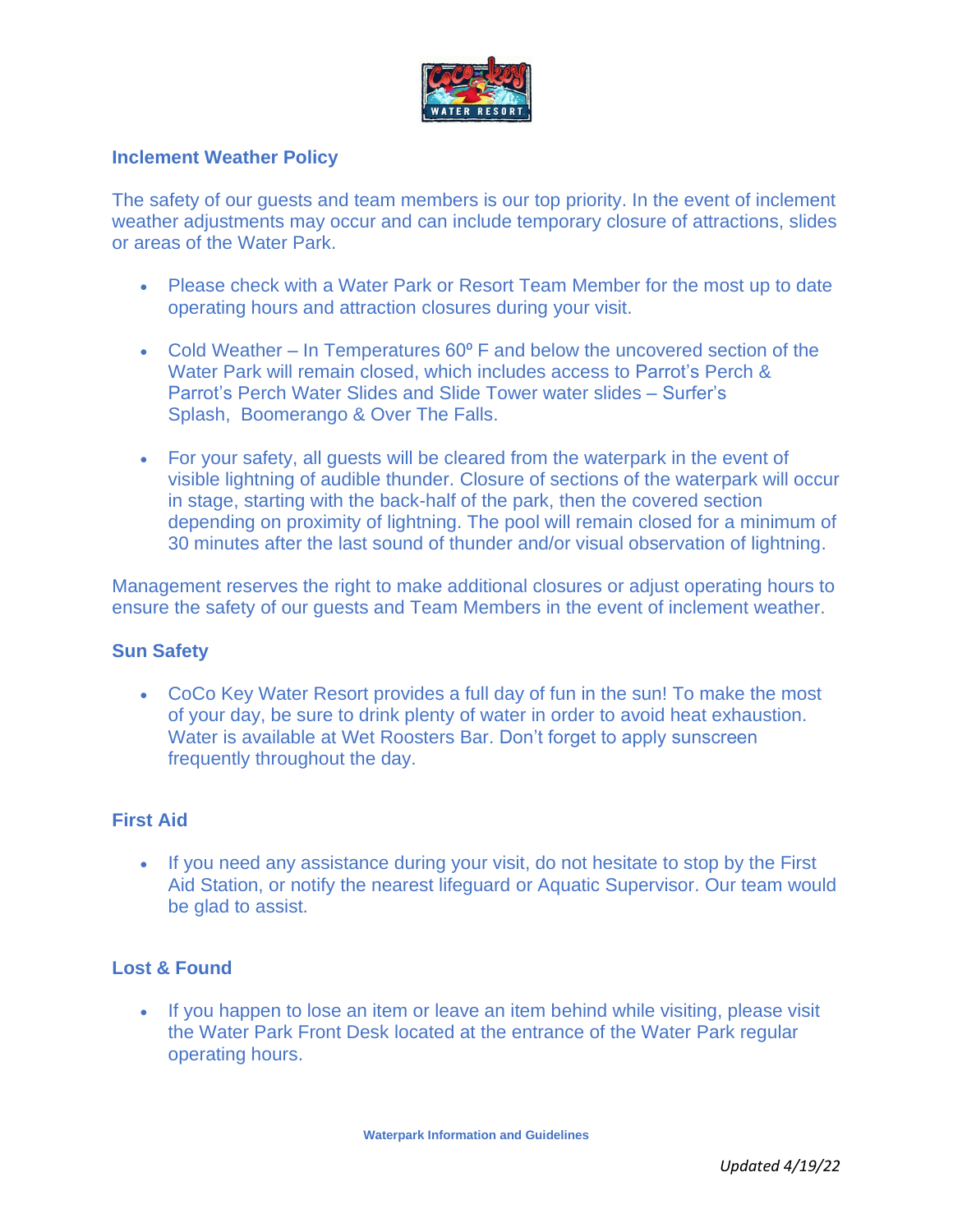## Inclement Weather Policy

The safety of our guests and team members is our top priority. In the event of inclement weather adjustments may occur and can include temporary closure of attractions, slides or areas of the Water Park.

- Please check with a Water Park or Resort Team Member for the most up to date operating hours and attraction closures during your visit.
- Cold Weather – In Temperatures 60º F and below the uncovered section of the Water Park will remain closed, which includes access to Parrot's Perch & Parrot's Perch Water Slides and Slide Tower water slides – Surfer's Splash, Boomerango & Over The Falls.
- For your safety, all guests will be cleared from the waterpark in the event of visible lightning of audible thunder. Closure of sections of the waterpark will occur in stage, starting with the back-half of the park, then the covered section depending on proximity of lightning. The pool will remain closed for a minimum of 30 minutes after the last sound of thunder and/or visual observation of lightning.

Management reserves the right to make additional closures or adjust operating hours to ensure the safety of our guests and Team Members in the event of inclement weather.

## Sun Safety

- CoCo Key Water Resort provides a full day of fun in the sun! To make the most of your day, be sure to drink plenty of water in order to avoid heat exhaustion. Water is available at Wet Roosters Bar. Don't forget to apply sunscreen frequently throughout the day.

## First Aid

- If you need any assistance during your visit, do not hesitate to stop by the First Aid Station, or notify the nearest lifeguard or Aquatic Supervisor. Our team would be glad to assist.

## Lost & Found

- If you happen to lose an item or leave an item behind while visiting, please visit the Water Park Front Desk located at the entrance of the Water Park regular operating hours.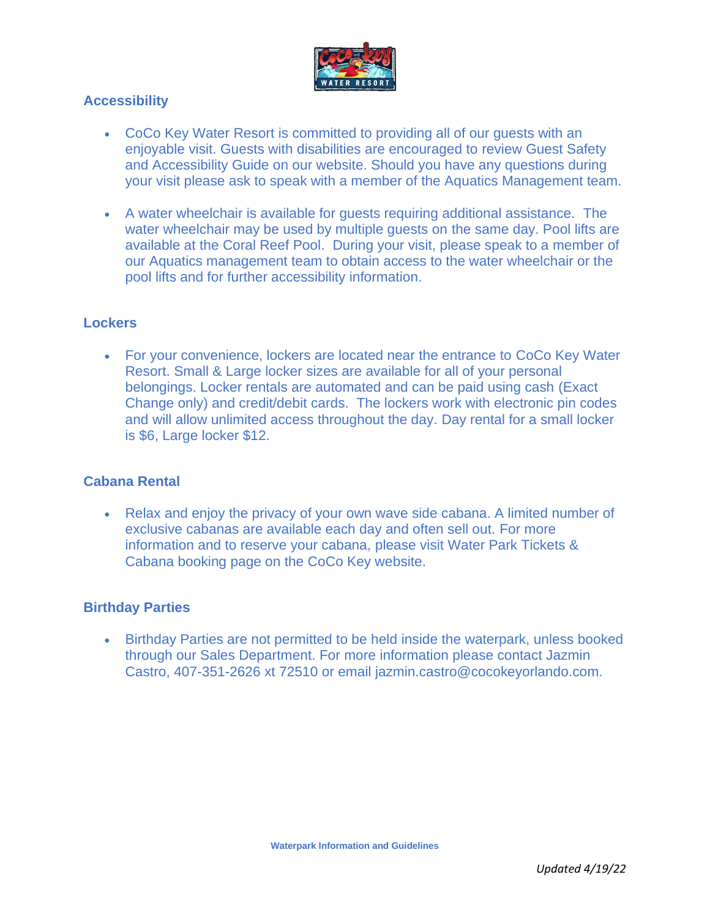## Accessibility

- CoCo Key Water Resort is committed to providing all of our guests with an enjoyable visit. Guests with disabilities are encouraged to review Guest Safety and Accessibility Guide on our website. Should you have any questions during your visit please ask to speak with a member of the Aquatics Management team.

- A water wheelchair is available for guests requiring additional assistance. The water wheelchair may be used by multiple guests on the same day. Pool lifts are available at the Coral Reef Pool. During your visit, please speak to a member of our Aquatics management team to obtain access to the water wheelchair or the pool lifts and for further accessibility information.

## Lockers

- For your convenience, lockers are located near the entrance to CoCo Key Water Resort. Small & Large locker sizes are available for all of your personal belongings. Locker rentals are automated and can be paid using cash (Exact Change only) and credit/debit cards. The lockers work with electronic pin codes and will allow unlimited access throughout the day. Day rental for a small locker is $6, Large locker $12.

## Cabana Rental

- Relax and enjoy the privacy of your own wave side cabana. A limited number of exclusive cabanas are available each day and often sell out. For more information and to reserve your cabana, please visit Water Park Tickets & Cabana booking page on the CoCo Key website.

## Birthday Parties

- Birthday Parties are not permitted to be held inside the waterpark, unless booked through our Sales Department. For more information please contact Jazmin Castro, 407-351-2626 xt 72510 or email jazmin.castro@cocokeyorlando.com.